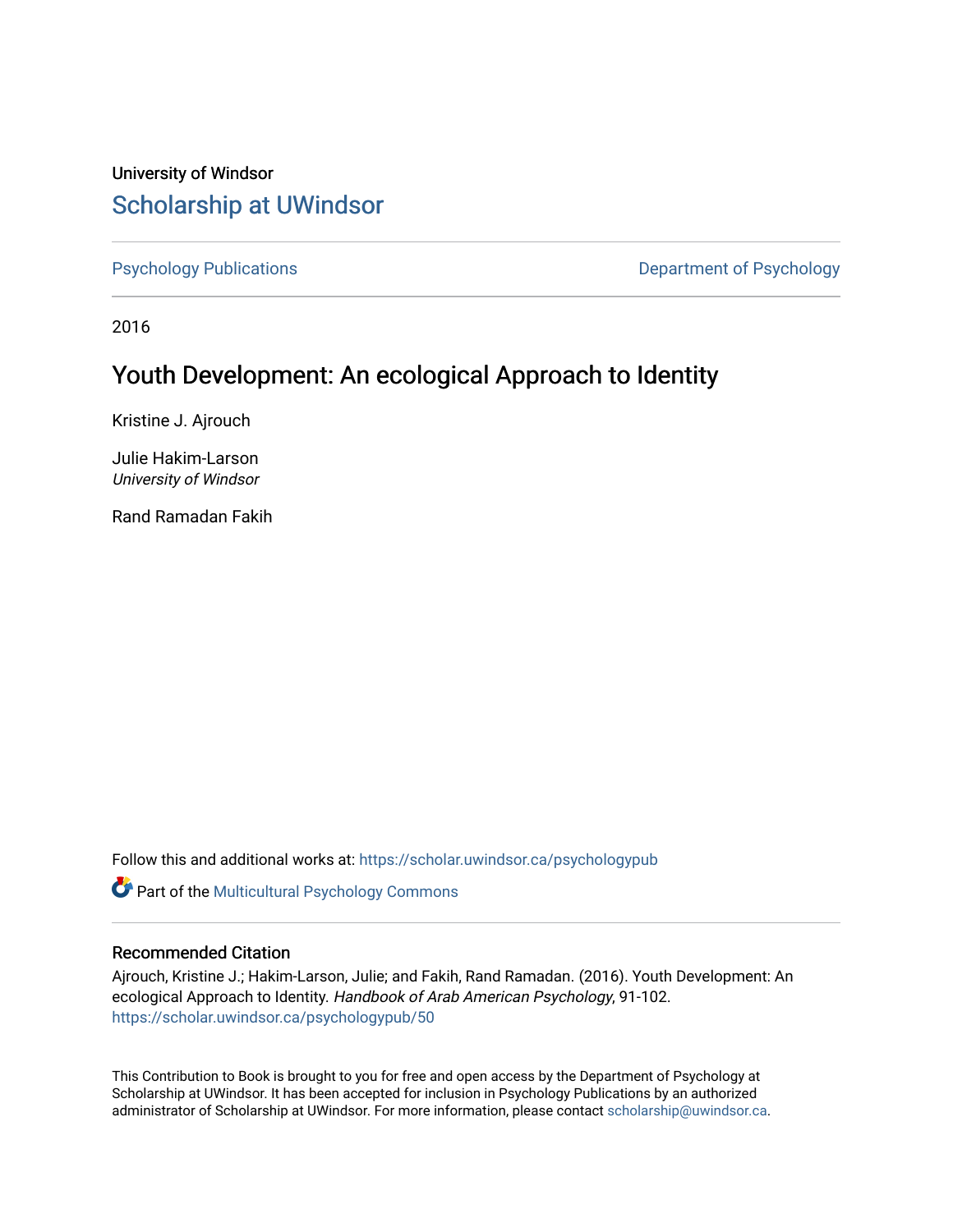University of Windsor

# Scholarship at UWindsor

Psychology Publications

Department of Psychology

2016

## Youth Development: An ecological Approach to Identity

Kristine J. Ajrouch

Julie Hakim-Larson
*University of Windsor*

Rand Ramadan Fakih

Follow this and additional works at: https://scholar.uwindsor.ca/psychologypub

Part of the Multicultural Psychology Commons

### Recommended Citation

Ajrouch, Kristine J.; Hakim-Larson, Julie; and Fakih, Rand Ramadan. (2016). Youth Development: An ecological Approach to Identity. *Handbook of Arab American Psychology*, 91-102.
https://scholar.uwindsor.ca/psychologypub/50

This Contribution to Book is brought to you for free and open access by the Department of Psychology at Scholarship at UWindsor. It has been accepted for inclusion in Psychology Publications by an authorized administrator of Scholarship at UWindsor. For more information, please contact scholarship@uwindsor.ca.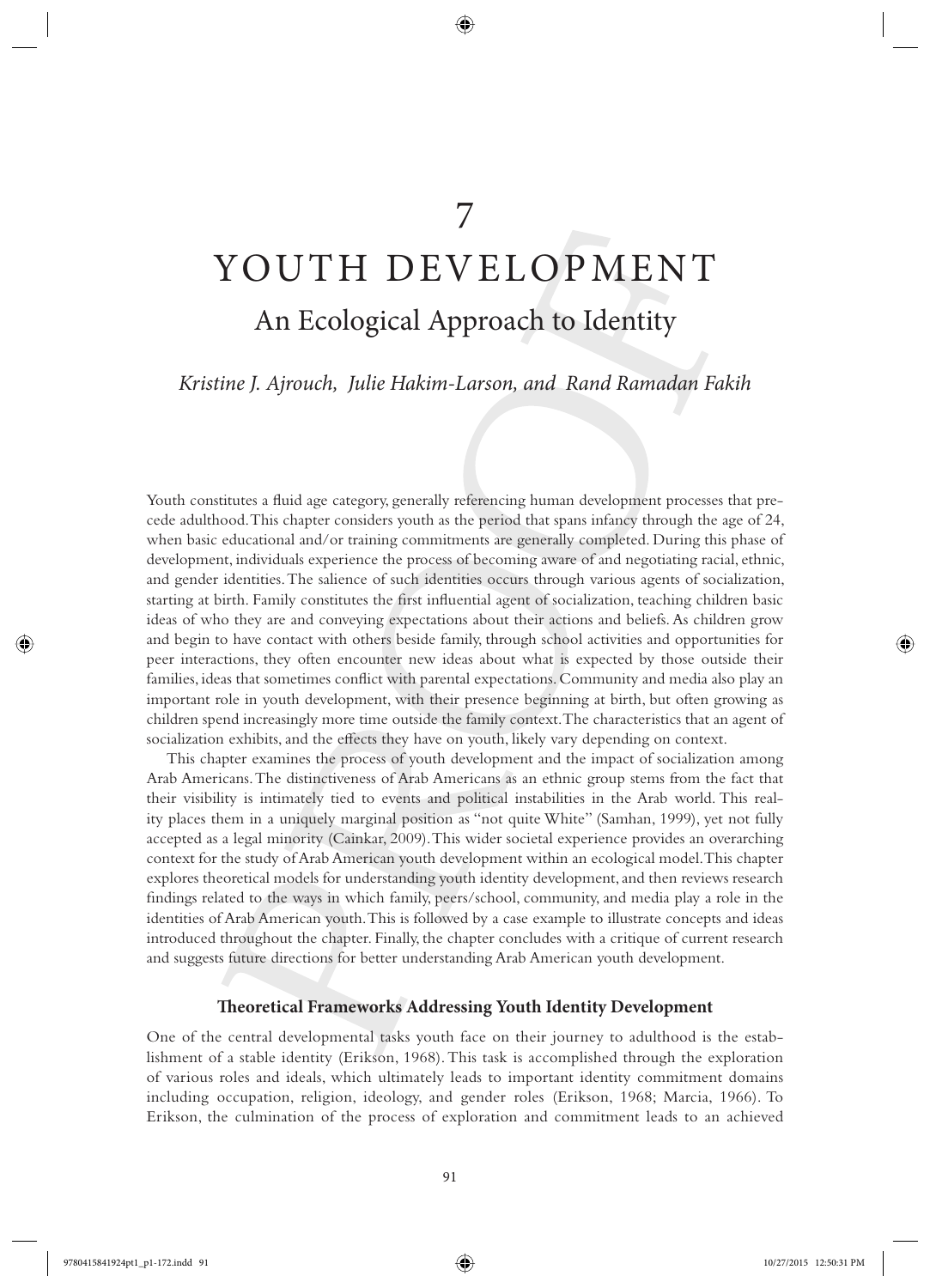# 7

# YOUTH DEVELOPMENT

## An Ecological Approach to Identity

*Kristine J. Ajrouch, Julie Hakim-Larson, and Rand Ramadan Fakih*

Youth constitutes a fluid age category, generally referencing human development processes that precede adulthood. This chapter considers youth as the period that spans infancy through the age of 24, when basic educational and/or training commitments are generally completed. During this phase of development, individuals experience the process of becoming aware of and negotiating racial, ethnic, and gender identities. The salience of such identities occurs through various agents of socialization, starting at birth. Family constitutes the first influential agent of socialization, teaching children basic ideas of who they are and conveying expectations about their actions and beliefs. As children grow and begin to have contact with others beside family, through school activities and opportunities for peer interactions, they often encounter new ideas about what is expected by those outside their families, ideas that sometimes conflict with parental expectations. Community and media also play an important role in youth development, with their presence beginning at birth, but often growing as children spend increasingly more time outside the family context. The characteristics that an agent of socialization exhibits, and the effects they have on youth, likely vary depending on context.

This chapter examines the process of youth development and the impact of socialization among Arab Americans. The distinctiveness of Arab Americans as an ethnic group stems from the fact that their visibility is intimately tied to events and political instabilities in the Arab world. This reality places them in a uniquely marginal position as "not quite White" (Samhan, 1999), yet not fully accepted as a legal minority (Cainkar, 2009). This wider societal experience provides an overarching context for the study of Arab American youth development within an ecological model. This chapter explores theoretical models for understanding youth identity development, and then reviews research findings related to the ways in which family, peers/school, community, and media play a role in the identities of Arab American youth. This is followed by a case example to illustrate concepts and ideas introduced throughout the chapter. Finally, the chapter concludes with a critique of current research and suggests future directions for better understanding Arab American youth development.

### Theoretical Frameworks Addressing Youth Identity Development

One of the central developmental tasks youth face on their journey to adulthood is the establishment of a stable identity (Erikson, 1968). This task is accomplished through the exploration of various roles and ideals, which ultimately leads to important identity commitment domains including occupation, religion, ideology, and gender roles (Erikson, 1968; Marcia, 1966). To Erikson, the culmination of the process of exploration and commitment leads to an achieved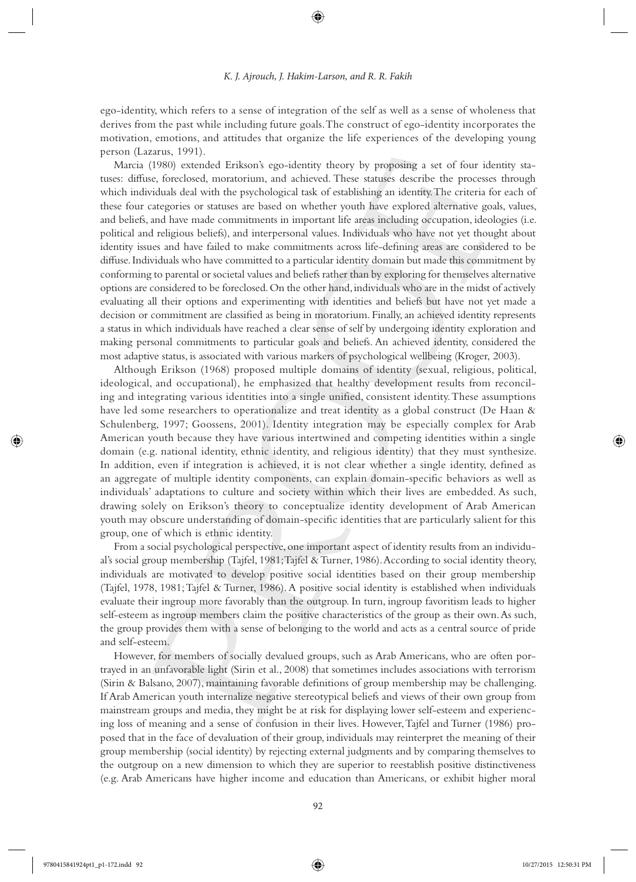ego-identity, which refers to a sense of integration of the self as well as a sense of wholeness that derives from the past while including future goals. The construct of ego-identity incorporates the motivation, emotions, and attitudes that organize the life experiences of the developing young person (Lazarus, 1991).

Marcia (1980) extended Erikson's ego-identity theory by proposing a set of four identity statuses: diffuse, foreclosed, moratorium, and achieved. These statuses describe the processes through which individuals deal with the psychological task of establishing an identity. The criteria for each of these four categories or statuses are based on whether youth have explored alternative goals, values, and beliefs, and have made commitments in important life areas including occupation, ideologies (i.e. political and religious beliefs), and interpersonal values. Individuals who have not yet thought about identity issues and have failed to make commitments across life-defining areas are considered to be diffuse. Individuals who have committed to a particular identity domain but made this commitment by conforming to parental or societal values and beliefs rather than by exploring for themselves alternative options are considered to be foreclosed. On the other hand, individuals who are in the midst of actively evaluating all their options and experimenting with identities and beliefs but have not yet made a decision or commitment are classified as being in moratorium. Finally, an achieved identity represents a status in which individuals have reached a clear sense of self by undergoing identity exploration and making personal commitments to particular goals and beliefs. An achieved identity, considered the most adaptive status, is associated with various markers of psychological wellbeing (Kroger, 2003).

Although Erikson (1968) proposed multiple domains of identity (sexual, religious, political, ideological, and occupational), he emphasized that healthy development results from reconciling and integrating various identities into a single unified, consistent identity. These assumptions have led some researchers to operationalize and treat identity as a global construct (De Haan & Schulenberg, 1997; Goossens, 2001). Identity integration may be especially complex for Arab American youth because they have various intertwined and competing identities within a single domain (e.g. national identity, ethnic identity, and religious identity) that they must synthesize. In addition, even if integration is achieved, it is not clear whether a single identity, defined as an aggregate of multiple identity components, can explain domain-specific behaviors as well as individuals' adaptations to culture and society within which their lives are embedded. As such, drawing solely on Erikson's theory to conceptualize identity development of Arab American youth may obscure understanding of domain-specific identities that are particularly salient for this group, one of which is ethnic identity.

From a social psychological perspective, one important aspect of identity results from an individual's social group membership (Tajfel, 1981; Tajfel & Turner, 1986). According to social identity theory, individuals are motivated to develop positive social identities based on their group membership (Tajfel, 1978, 1981; Tajfel & Turner, 1986). A positive social identity is established when individuals evaluate their ingroup more favorably than the outgroup. In turn, ingroup favoritism leads to higher self-esteem as ingroup members claim the positive characteristics of the group as their own. As such, the group provides them with a sense of belonging to the world and acts as a central source of pride and self-esteem.

However, for members of socially devalued groups, such as Arab Americans, who are often portrayed in an unfavorable light (Sirin et al., 2008) that sometimes includes associations with terrorism (Sirin & Balsano, 2007), maintaining favorable definitions of group membership may be challenging. If Arab American youth internalize negative stereotypical beliefs and views of their own group from mainstream groups and media, they might be at risk for displaying lower self-esteem and experiencing loss of meaning and a sense of confusion in their lives. However, Tajfel and Turner (1986) proposed that in the face of devaluation of their group, individuals may reinterpret the meaning of their group membership (social identity) by rejecting external judgments and by comparing themselves to the outgroup on a new dimension to which they are superior to reestablish positive distinctiveness (e.g. Arab Americans have higher income and education than Americans, or exhibit higher moral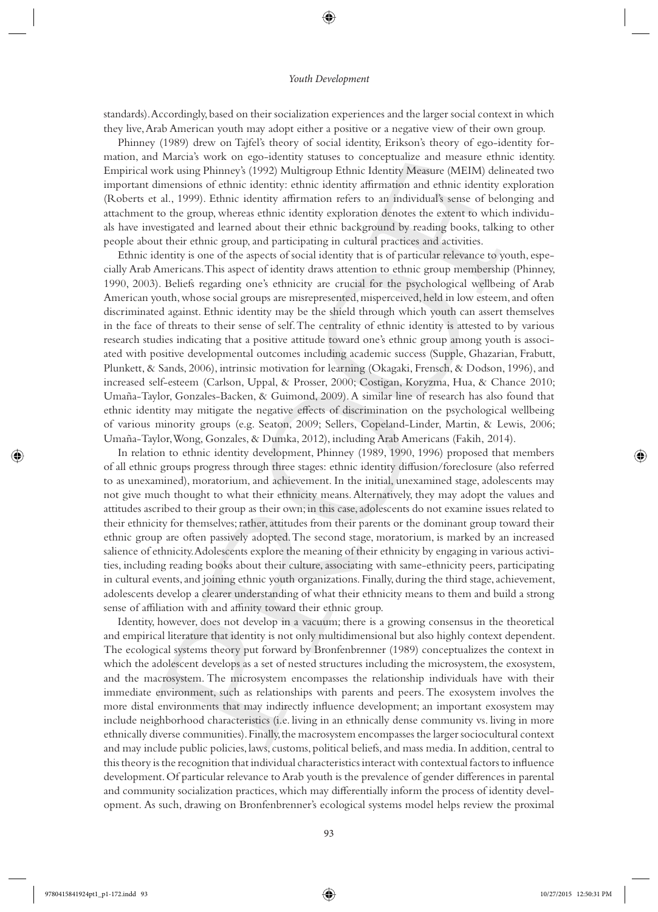standards). Accordingly, based on their socialization experiences and the larger social context in which they live, Arab American youth may adopt either a positive or a negative view of their own group.

Phinney (1989) drew on Tajfel's theory of social identity, Erikson's theory of ego-identity formation, and Marcia's work on ego-identity statuses to conceptualize and measure ethnic identity. Empirical work using Phinney's (1992) Multigroup Ethnic Identity Measure (MEIM) delineated two important dimensions of ethnic identity: ethnic identity affirmation and ethnic identity exploration (Roberts et al., 1999). Ethnic identity affirmation refers to an individual's sense of belonging and attachment to the group, whereas ethnic identity exploration denotes the extent to which individuals have investigated and learned about their ethnic background by reading books, talking to other people about their ethnic group, and participating in cultural practices and activities.

Ethnic identity is one of the aspects of social identity that is of particular relevance to youth, especially Arab Americans. This aspect of identity draws attention to ethnic group membership (Phinney, 1990, 2003). Beliefs regarding one's ethnicity are crucial for the psychological wellbeing of Arab American youth, whose social groups are misrepresented, misperceived, held in low esteem, and often discriminated against. Ethnic identity may be the shield through which youth can assert themselves in the face of threats to their sense of self. The centrality of ethnic identity is attested to by various research studies indicating that a positive attitude toward one's ethnic group among youth is associated with positive developmental outcomes including academic success (Supple, Ghazarian, Frabutt, Plunkett, & Sands, 2006), intrinsic motivation for learning (Okagaki, Frensch, & Dodson, 1996), and increased self-esteem (Carlson, Uppal, & Prosser, 2000; Costigan, Koryzma, Hua, & Chance 2010; Umaña-Taylor, Gonzales-Backen, & Guimond, 2009). A similar line of research has also found that ethnic identity may mitigate the negative effects of discrimination on the psychological wellbeing of various minority groups (e.g. Seaton, 2009; Sellers, Copeland-Linder, Martin, & Lewis, 2006; Umaña-Taylor, Wong, Gonzales, & Dumka, 2012), including Arab Americans (Fakih, 2014).

In relation to ethnic identity development, Phinney (1989, 1990, 1996) proposed that members of all ethnic groups progress through three stages: ethnic identity diffusion/foreclosure (also referred to as unexamined), moratorium, and achievement. In the initial, unexamined stage, adolescents may not give much thought to what their ethnicity means. Alternatively, they may adopt the values and attitudes ascribed to their group as their own; in this case, adolescents do not examine issues related to their ethnicity for themselves; rather, attitudes from their parents or the dominant group toward their ethnic group are often passively adopted. The second stage, moratorium, is marked by an increased salience of ethnicity. Adolescents explore the meaning of their ethnicity by engaging in various activities, including reading books about their culture, associating with same-ethnicity peers, participating in cultural events, and joining ethnic youth organizations. Finally, during the third stage, achievement, adolescents develop a clearer understanding of what their ethnicity means to them and build a strong sense of affiliation with and affinity toward their ethnic group.

Identity, however, does not develop in a vacuum; there is a growing consensus in the theoretical and empirical literature that identity is not only multidimensional but also highly context dependent. The ecological systems theory put forward by Bronfenbrenner (1989) conceptualizes the context in which the adolescent develops as a set of nested structures including the microsystem, the exosystem, and the macrosystem. The microsystem encompasses the relationship individuals have with their immediate environment, such as relationships with parents and peers. The exosystem involves the more distal environments that may indirectly influence development; an important exosystem may include neighborhood characteristics (i.e. living in an ethnically dense community vs. living in more ethnically diverse communities). Finally, the macrosystem encompasses the larger sociocultural context and may include public policies, laws, customs, political beliefs, and mass media. In addition, central to this theory is the recognition that individual characteristics interact with contextual factors to influence development. Of particular relevance to Arab youth is the prevalence of gender differences in parental and community socialization practices, which may differentially inform the process of identity development. As such, drawing on Bronfenbrenner's ecological systems model helps review the proximal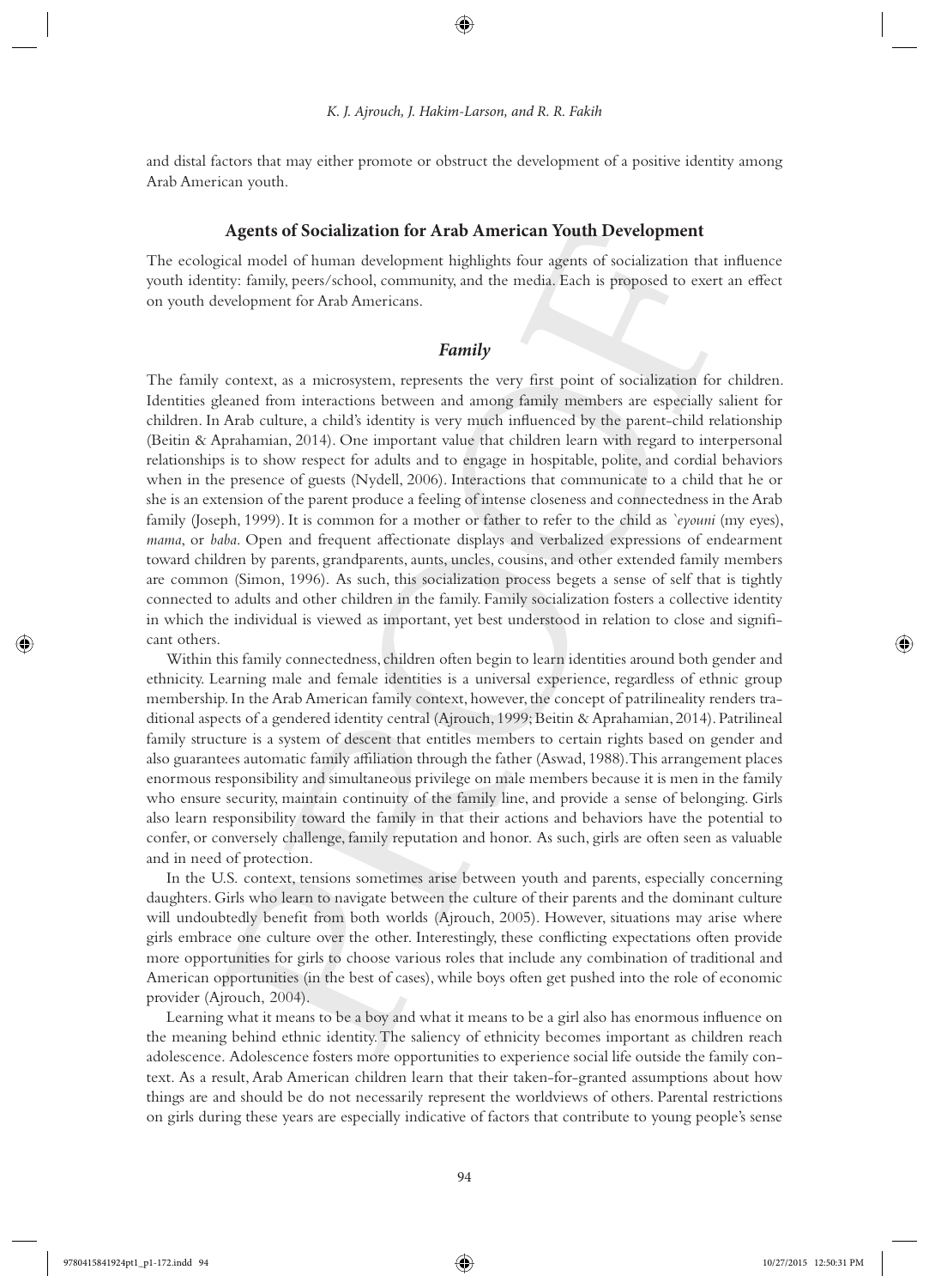and distal factors that may either promote or obstruct the development of a positive identity among Arab American youth.

## Agents of Socialization for Arab American Youth Development

The ecological model of human development highlights four agents of socialization that influence youth identity: family, peers/school, community, and the media. Each is proposed to exert an effect on youth development for Arab Americans.

### *Family*

The family context, as a microsystem, represents the very first point of socialization for children. Identities gleaned from interactions between and among family members are especially salient for children. In Arab culture, a child's identity is very much influenced by the parent-child relationship (Beitin & Aprahamian, 2014). One important value that children learn with regard to interpersonal relationships is to show respect for adults and to engage in hospitable, polite, and cordial behaviors when in the presence of guests (Nydell, 2006). Interactions that communicate to a child that he or she is an extension of the parent produce a feeling of intense closeness and connectedness in the Arab family (Joseph, 1999). It is common for a mother or father to refer to the child as *`eyouni* (my eyes), *mama*, or *baba*. Open and frequent affectionate displays and verbalized expressions of endearment toward children by parents, grandparents, aunts, uncles, cousins, and other extended family members are common (Simon, 1996). As such, this socialization process begets a sense of self that is tightly connected to adults and other children in the family. Family socialization fosters a collective identity in which the individual is viewed as important, yet best understood in relation to close and significant others.

Within this family connectedness, children often begin to learn identities around both gender and ethnicity. Learning male and female identities is a universal experience, regardless of ethnic group membership. In the Arab American family context, however, the concept of patrilineality renders traditional aspects of a gendered identity central (Ajrouch, 1999; Beitin & Aprahamian, 2014). Patrilineal family structure is a system of descent that entitles members to certain rights based on gender and also guarantees automatic family affiliation through the father (Aswad, 1988). This arrangement places enormous responsibility and simultaneous privilege on male members because it is men in the family who ensure security, maintain continuity of the family line, and provide a sense of belonging. Girls also learn responsibility toward the family in that their actions and behaviors have the potential to confer, or conversely challenge, family reputation and honor. As such, girls are often seen as valuable and in need of protection.

In the U.S. context, tensions sometimes arise between youth and parents, especially concerning daughters. Girls who learn to navigate between the culture of their parents and the dominant culture will undoubtedly benefit from both worlds (Ajrouch, 2005). However, situations may arise where girls embrace one culture over the other. Interestingly, these conflicting expectations often provide more opportunities for girls to choose various roles that include any combination of traditional and American opportunities (in the best of cases), while boys often get pushed into the role of economic provider (Ajrouch, 2004).

Learning what it means to be a boy and what it means to be a girl also has enormous influence on the meaning behind ethnic identity. The saliency of ethnicity becomes important as children reach adolescence. Adolescence fosters more opportunities to experience social life outside the family context. As a result, Arab American children learn that their taken-for-granted assumptions about how things are and should be do not necessarily represent the worldviews of others. Parental restrictions on girls during these years are especially indicative of factors that contribute to young people's sense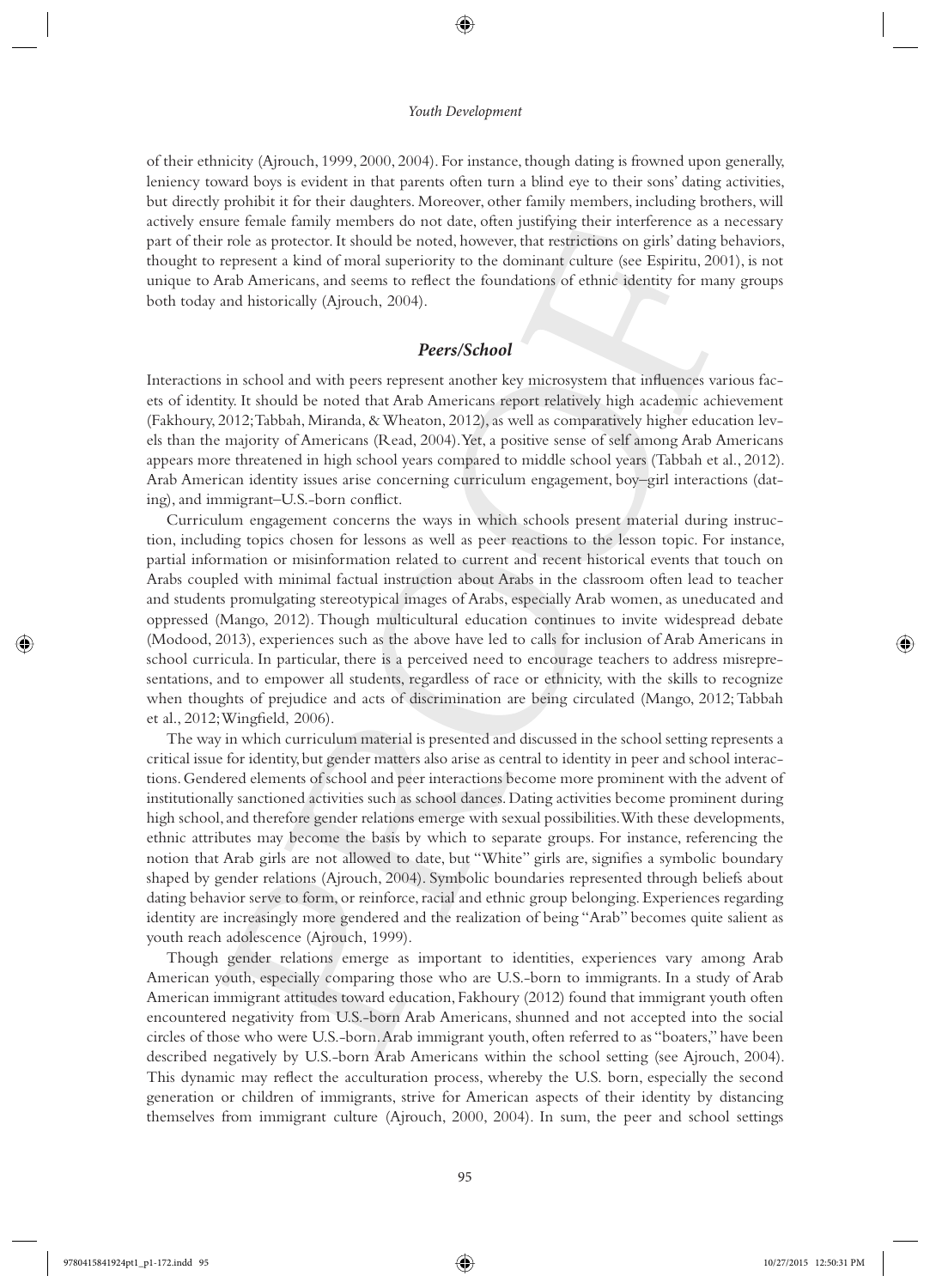of their ethnicity (Ajrouch, 1999, 2000, 2004). For instance, though dating is frowned upon generally, leniency toward boys is evident in that parents often turn a blind eye to their sons' dating activities, but directly prohibit it for their daughters. Moreover, other family members, including brothers, will actively ensure female family members do not date, often justifying their interference as a necessary part of their role as protector. It should be noted, however, that restrictions on girls' dating behaviors, thought to represent a kind of moral superiority to the dominant culture (see Espiritu, 2001), is not unique to Arab Americans, and seems to reflect the foundations of ethnic identity for many groups both today and historically (Ajrouch, 2004).

## *Peers/School*

Interactions in school and with peers represent another key microsystem that influences various facets of identity. It should be noted that Arab Americans report relatively high academic achievement (Fakhoury, 2012; Tabbah, Miranda, & Wheaton, 2012), as well as comparatively higher education levels than the majority of Americans (Read, 2004). Yet, a positive sense of self among Arab Americans appears more threatened in high school years compared to middle school years (Tabbah et al., 2012). Arab American identity issues arise concerning curriculum engagement, boy–girl interactions (dating), and immigrant–U.S.-born conflict.

Curriculum engagement concerns the ways in which schools present material during instruction, including topics chosen for lessons as well as peer reactions to the lesson topic. For instance, partial information or misinformation related to current and recent historical events that touch on Arabs coupled with minimal factual instruction about Arabs in the classroom often lead to teacher and students promulgating stereotypical images of Arabs, especially Arab women, as uneducated and oppressed (Mango, 2012). Though multicultural education continues to invite widespread debate (Modood, 2013), experiences such as the above have led to calls for inclusion of Arab Americans in school curricula. In particular, there is a perceived need to encourage teachers to address misrepresentations, and to empower all students, regardless of race or ethnicity, with the skills to recognize when thoughts of prejudice and acts of discrimination are being circulated (Mango, 2012; Tabbah et al., 2012; Wingfield, 2006).

The way in which curriculum material is presented and discussed in the school setting represents a critical issue for identity, but gender matters also arise as central to identity in peer and school interactions. Gendered elements of school and peer interactions become more prominent with the advent of institutionally sanctioned activities such as school dances. Dating activities become prominent during high school, and therefore gender relations emerge with sexual possibilities. With these developments, ethnic attributes may become the basis by which to separate groups. For instance, referencing the notion that Arab girls are not allowed to date, but "White" girls are, signifies a symbolic boundary shaped by gender relations (Ajrouch, 2004). Symbolic boundaries represented through beliefs about dating behavior serve to form, or reinforce, racial and ethnic group belonging. Experiences regarding identity are increasingly more gendered and the realization of being "Arab" becomes quite salient as youth reach adolescence (Ajrouch, 1999).

Though gender relations emerge as important to identities, experiences vary among Arab American youth, especially comparing those who are U.S.-born to immigrants. In a study of Arab American immigrant attitudes toward education, Fakhoury (2012) found that immigrant youth often encountered negativity from U.S.-born Arab Americans, shunned and not accepted into the social circles of those who were U.S.-born. Arab immigrant youth, often referred to as "boaters," have been described negatively by U.S.-born Arab Americans within the school setting (see Ajrouch, 2004). This dynamic may reflect the acculturation process, whereby the U.S. born, especially the second generation or children of immigrants, strive for American aspects of their identity by distancing themselves from immigrant culture (Ajrouch, 2000, 2004). In sum, the peer and school settings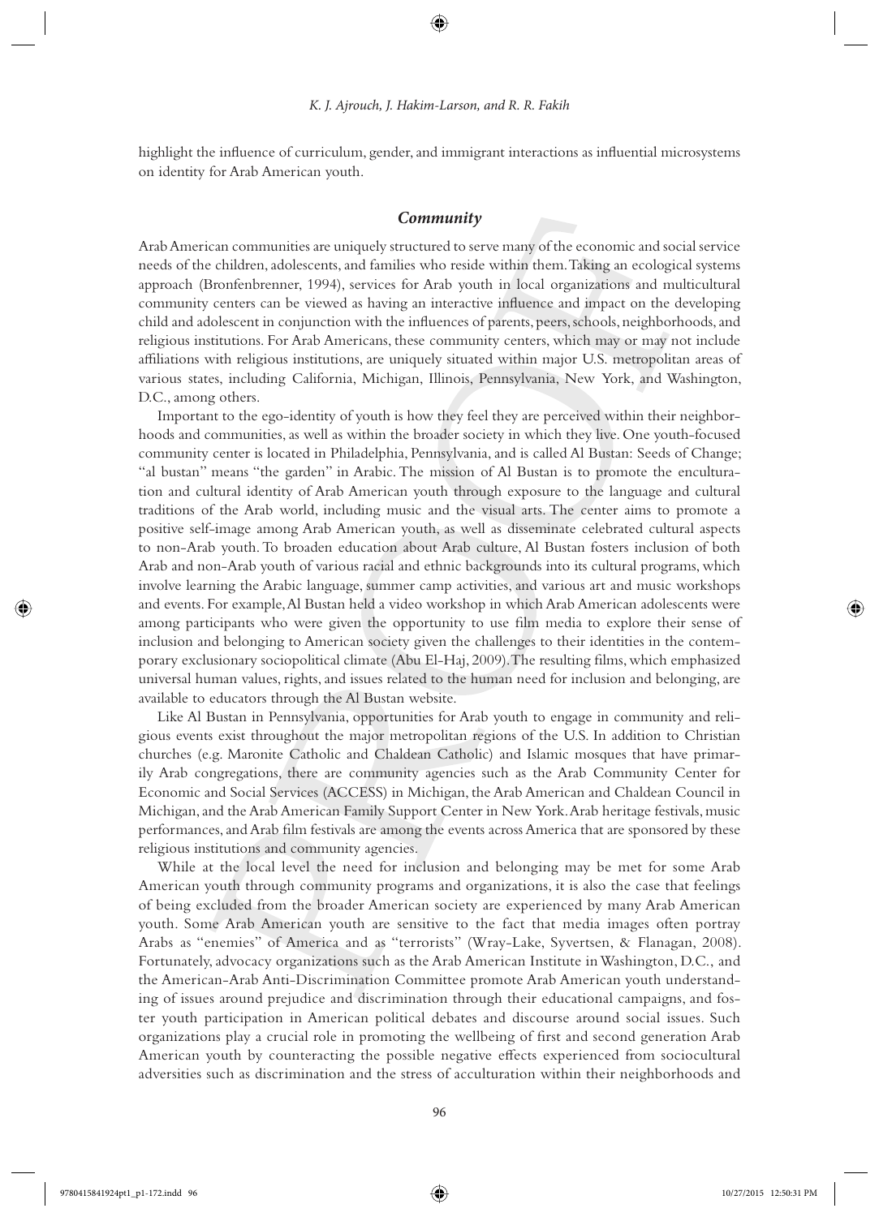highlight the influence of curriculum, gender, and immigrant interactions as influential microsystems on identity for Arab American youth.

### *Community*

Arab American communities are uniquely structured to serve many of the economic and social service needs of the children, adolescents, and families who reside within them. Taking an ecological systems approach (Bronfenbrenner, 1994), services for Arab youth in local organizations and multicultural community centers can be viewed as having an interactive influence and impact on the developing child and adolescent in conjunction with the influences of parents, peers, schools, neighborhoods, and religious institutions. For Arab Americans, these community centers, which may or may not include affiliations with religious institutions, are uniquely situated within major U.S. metropolitan areas of various states, including California, Michigan, Illinois, Pennsylvania, New York, and Washington, D.C., among others.

Important to the ego-identity of youth is how they feel they are perceived within their neighborhoods and communities, as well as within the broader society in which they live. One youth-focused community center is located in Philadelphia, Pennsylvania, and is called Al Bustan: Seeds of Change; "al bustan" means "the garden" in Arabic. The mission of Al Bustan is to promote the enculturation and cultural identity of Arab American youth through exposure to the language and cultural traditions of the Arab world, including music and the visual arts. The center aims to promote a positive self-image among Arab American youth, as well as disseminate celebrated cultural aspects to non-Arab youth. To broaden education about Arab culture, Al Bustan fosters inclusion of both Arab and non-Arab youth of various racial and ethnic backgrounds into its cultural programs, which involve learning the Arabic language, summer camp activities, and various art and music workshops and events. For example, Al Bustan held a video workshop in which Arab American adolescents were among participants who were given the opportunity to use film media to explore their sense of inclusion and belonging to American society given the challenges to their identities in the contemporary exclusionary sociopolitical climate (Abu El-Haj, 2009). The resulting films, which emphasized universal human values, rights, and issues related to the human need for inclusion and belonging, are available to educators through the Al Bustan website.

Like Al Bustan in Pennsylvania, opportunities for Arab youth to engage in community and religious events exist throughout the major metropolitan regions of the U.S. In addition to Christian churches (e.g. Maronite Catholic and Chaldean Catholic) and Islamic mosques that have primarily Arab congregations, there are community agencies such as the Arab Community Center for Economic and Social Services (ACCESS) in Michigan, the Arab American and Chaldean Council in Michigan, and the Arab American Family Support Center in New York. Arab heritage festivals, music performances, and Arab film festivals are among the events across America that are sponsored by these religious institutions and community agencies.

While at the local level the need for inclusion and belonging may be met for some Arab American youth through community programs and organizations, it is also the case that feelings of being excluded from the broader American society are experienced by many Arab American youth. Some Arab American youth are sensitive to the fact that media images often portray Arabs as "enemies" of America and as "terrorists" (Wray-Lake, Syvertsen, & Flanagan, 2008). Fortunately, advocacy organizations such as the Arab American Institute in Washington, D.C., and the American-Arab Anti-Discrimination Committee promote Arab American youth understanding of issues around prejudice and discrimination through their educational campaigns, and foster youth participation in American political debates and discourse around social issues. Such organizations play a crucial role in promoting the wellbeing of first and second generation Arab American youth by counteracting the possible negative effects experienced from sociocultural adversities such as discrimination and the stress of acculturation within their neighborhoods and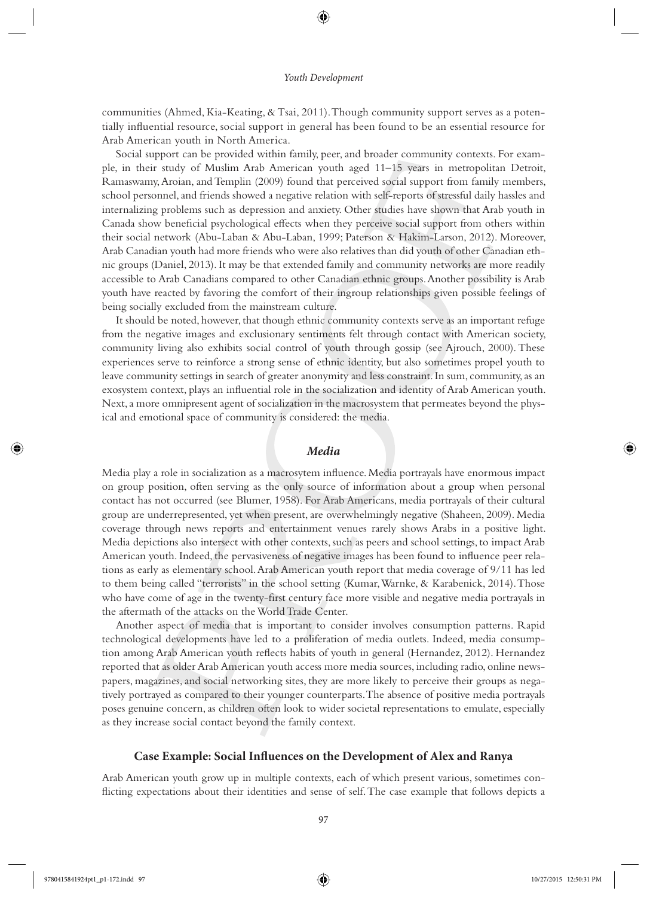communities (Ahmed, Kia-Keating, & Tsai, 2011). Though community support serves as a potentially influential resource, social support in general has been found to be an essential resource for Arab American youth in North America.

Social support can be provided within family, peer, and broader community contexts. For example, in their study of Muslim Arab American youth aged 11–15 years in metropolitan Detroit, Ramaswamy, Aroian, and Templin (2009) found that perceived social support from family members, school personnel, and friends showed a negative relation with self-reports of stressful daily hassles and internalizing problems such as depression and anxiety. Other studies have shown that Arab youth in Canada show beneficial psychological effects when they perceive social support from others within their social network (Abu-Laban & Abu-Laban, 1999; Paterson & Hakim-Larson, 2012). Moreover, Arab Canadian youth had more friends who were also relatives than did youth of other Canadian ethnic groups (Daniel, 2013). It may be that extended family and community networks are more readily accessible to Arab Canadians compared to other Canadian ethnic groups. Another possibility is Arab youth have reacted by favoring the comfort of their ingroup relationships given possible feelings of being socially excluded from the mainstream culture.

It should be noted, however, that though ethnic community contexts serve as an important refuge from the negative images and exclusionary sentiments felt through contact with American society, community living also exhibits social control of youth through gossip (see Ajrouch, 2000). These experiences serve to reinforce a strong sense of ethnic identity, but also sometimes propel youth to leave community settings in search of greater anonymity and less constraint. In sum, community, as an exosystem context, plays an influential role in the socialization and identity of Arab American youth. Next, a more omnipresent agent of socialization in the macrosystem that permeates beyond the physical and emotional space of community is considered: the media.

### *Media*

Media play a role in socialization as a macrosytem influence. Media portrayals have enormous impact on group position, often serving as the only source of information about a group when personal contact has not occurred (see Blumer, 1958). For Arab Americans, media portrayals of their cultural group are underrepresented, yet when present, are overwhelmingly negative (Shaheen, 2009). Media coverage through news reports and entertainment venues rarely shows Arabs in a positive light. Media depictions also intersect with other contexts, such as peers and school settings, to impact Arab American youth. Indeed, the pervasiveness of negative images has been found to influence peer relations as early as elementary school. Arab American youth report that media coverage of 9/11 has led to them being called "terrorists" in the school setting (Kumar, Warnke, & Karabenick, 2014). Those who have come of age in the twenty-first century face more visible and negative media portrayals in the aftermath of the attacks on the World Trade Center.

Another aspect of media that is important to consider involves consumption patterns. Rapid technological developments have led to a proliferation of media outlets. Indeed, media consumption among Arab American youth reflects habits of youth in general (Hernandez, 2012). Hernandez reported that as older Arab American youth access more media sources, including radio, online newspapers, magazines, and social networking sites, they are more likely to perceive their groups as negatively portrayed as compared to their younger counterparts. The absence of positive media portrayals poses genuine concern, as children often look to wider societal representations to emulate, especially as they increase social contact beyond the family context.

## Case Example: Social Influences on the Development of Alex and Ranya

Arab American youth grow up in multiple contexts, each of which present various, sometimes conflicting expectations about their identities and sense of self. The case example that follows depicts a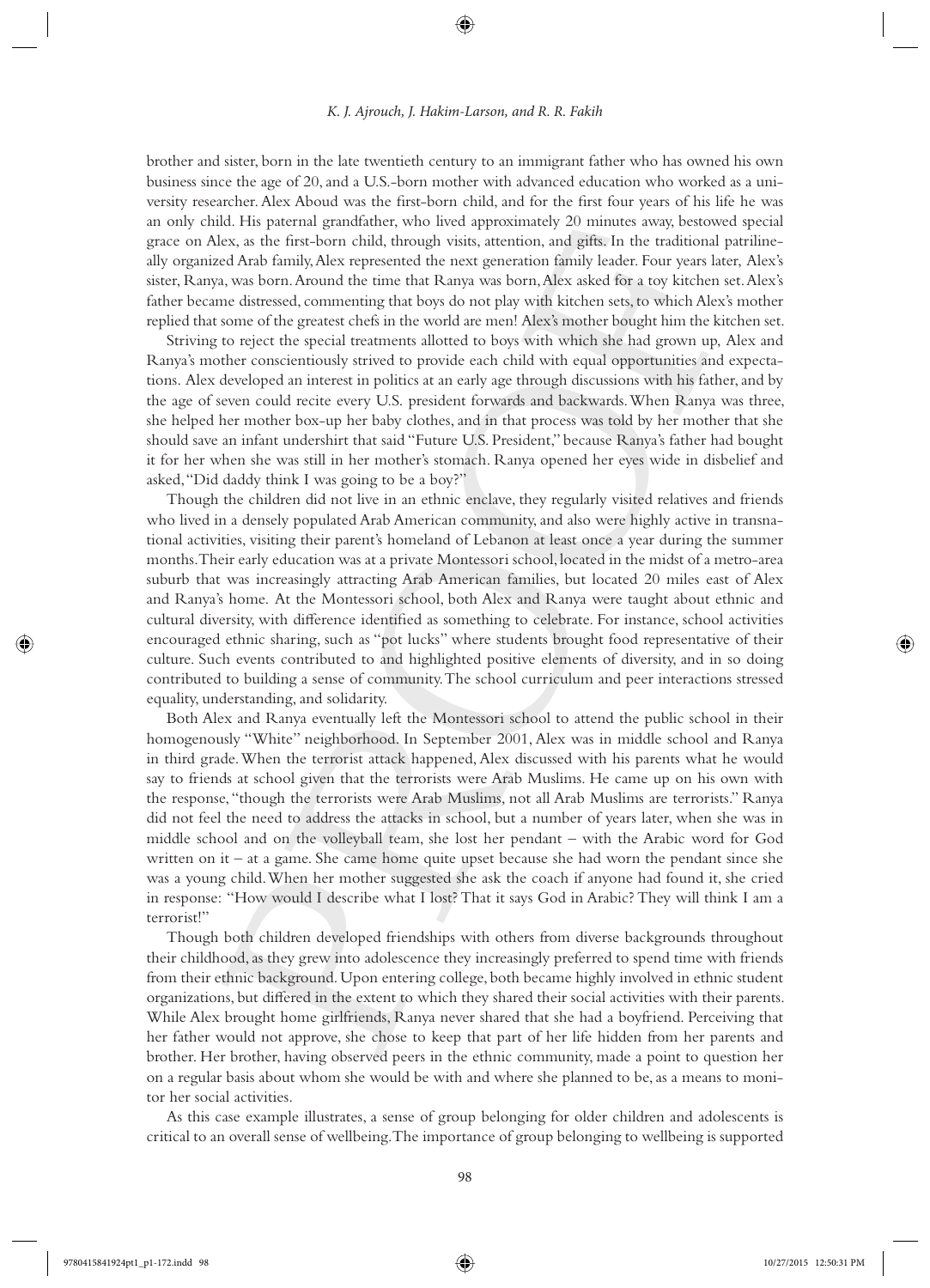brother and sister, born in the late twentieth century to an immigrant father who has owned his own business since the age of 20, and a U.S.-born mother with advanced education who worked as a university researcher. Alex Aboud was the first-born child, and for the first four years of his life he was an only child. His paternal grandfather, who lived approximately 20 minutes away, bestowed special grace on Alex, as the first-born child, through visits, attention, and gifts. In the traditional patrilineally organized Arab family, Alex represented the next generation family leader. Four years later, Alex's sister, Ranya, was born. Around the time that Ranya was born, Alex asked for a toy kitchen set. Alex's father became distressed, commenting that boys do not play with kitchen sets, to which Alex's mother replied that some of the greatest chefs in the world are men! Alex's mother bought him the kitchen set.

Striving to reject the special treatments allotted to boys with which she had grown up, Alex and Ranya's mother conscientiously strived to provide each child with equal opportunities and expectations. Alex developed an interest in politics at an early age through discussions with his father, and by the age of seven could recite every U.S. president forwards and backwards. When Ranya was three, she helped her mother box-up her baby clothes, and in that process was told by her mother that she should save an infant undershirt that said "Future U.S. President," because Ranya's father had bought it for her when she was still in her mother's stomach. Ranya opened her eyes wide in disbelief and asked, "Did daddy think I was going to be a boy?"

Though the children did not live in an ethnic enclave, they regularly visited relatives and friends who lived in a densely populated Arab American community, and also were highly active in transnational activities, visiting their parent's homeland of Lebanon at least once a year during the summer months. Their early education was at a private Montessori school, located in the midst of a metro-area suburb that was increasingly attracting Arab American families, but located 20 miles east of Alex and Ranya's home. At the Montessori school, both Alex and Ranya were taught about ethnic and cultural diversity, with difference identified as something to celebrate. For instance, school activities encouraged ethnic sharing, such as "pot lucks" where students brought food representative of their culture. Such events contributed to and highlighted positive elements of diversity, and in so doing contributed to building a sense of community. The school curriculum and peer interactions stressed equality, understanding, and solidarity.

Both Alex and Ranya eventually left the Montessori school to attend the public school in their homogenously "White" neighborhood. In September 2001, Alex was in middle school and Ranya in third grade. When the terrorist attack happened, Alex discussed with his parents what he would say to friends at school given that the terrorists were Arab Muslims. He came up on his own with the response, "though the terrorists were Arab Muslims, not all Arab Muslims are terrorists." Ranya did not feel the need to address the attacks in school, but a number of years later, when she was in middle school and on the volleyball team, she lost her pendant – with the Arabic word for God written on it – at a game. She came home quite upset because she had worn the pendant since she was a young child. When her mother suggested she ask the coach if anyone had found it, she cried in response: "How would I describe what I lost? That it says God in Arabic? They will think I am a terrorist!"

Though both children developed friendships with others from diverse backgrounds throughout their childhood, as they grew into adolescence they increasingly preferred to spend time with friends from their ethnic background. Upon entering college, both became highly involved in ethnic student organizations, but differed in the extent to which they shared their social activities with their parents. While Alex brought home girlfriends, Ranya never shared that she had a boyfriend. Perceiving that her father would not approve, she chose to keep that part of her life hidden from her parents and brother. Her brother, having observed peers in the ethnic community, made a point to question her on a regular basis about whom she would be with and where she planned to be, as a means to monitor her social activities.

As this case example illustrates, a sense of group belonging for older children and adolescents is critical to an overall sense of wellbeing. The importance of group belonging to wellbeing is supported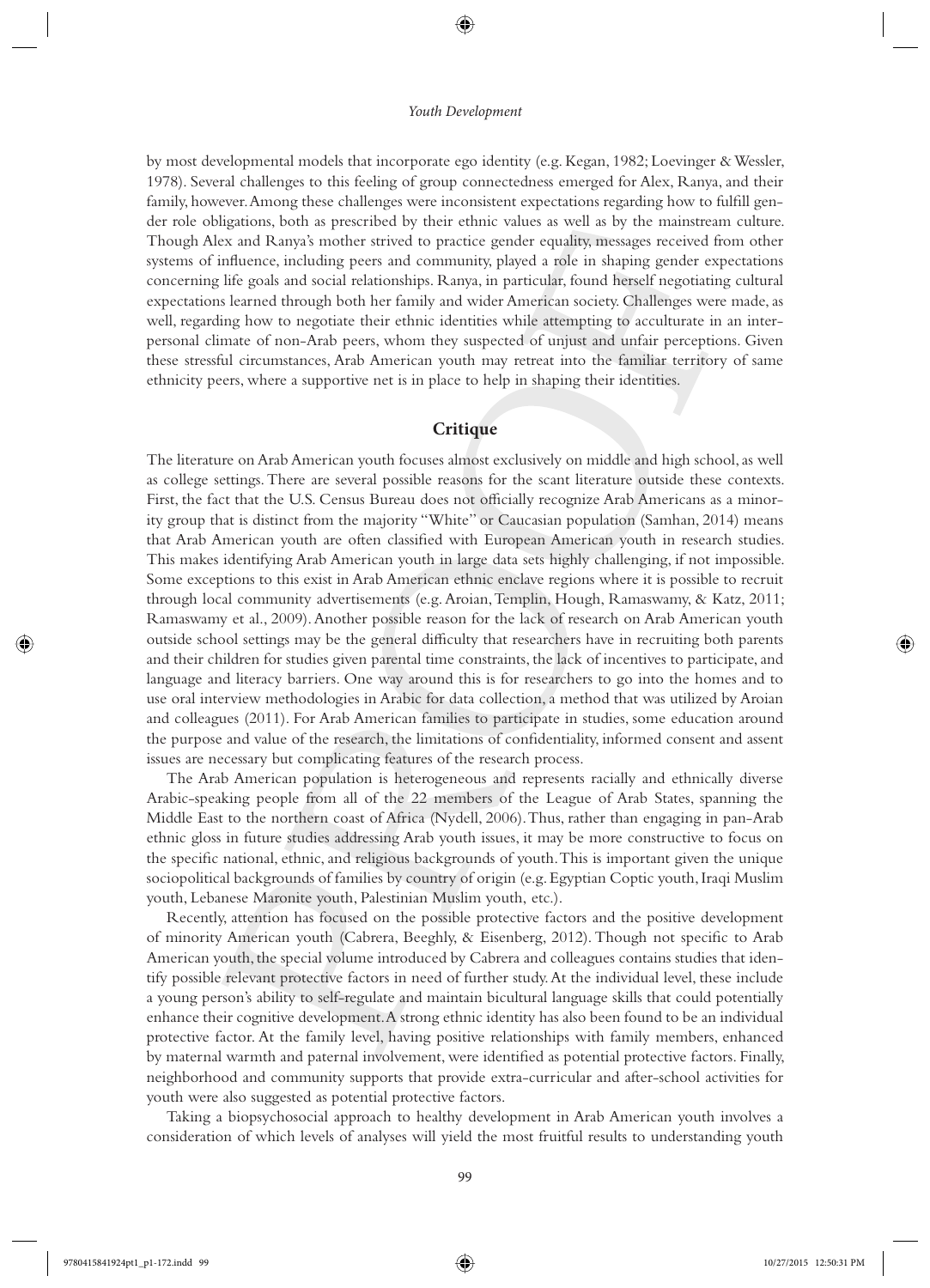by most developmental models that incorporate ego identity (e.g. Kegan, 1982; Loevinger & Wessler, 1978). Several challenges to this feeling of group connectedness emerged for Alex, Ranya, and their family, however. Among these challenges were inconsistent expectations regarding how to fulfill gender role obligations, both as prescribed by their ethnic values as well as by the mainstream culture. Though Alex and Ranya's mother strived to practice gender equality, messages received from other systems of influence, including peers and community, played a role in shaping gender expectations concerning life goals and social relationships. Ranya, in particular, found herself negotiating cultural expectations learned through both her family and wider American society. Challenges were made, as well, regarding how to negotiate their ethnic identities while attempting to acculturate in an interpersonal climate of non-Arab peers, whom they suspected of unjust and unfair perceptions. Given these stressful circumstances, Arab American youth may retreat into the familiar territory of same ethnicity peers, where a supportive net is in place to help in shaping their identities.

## Critique

The literature on Arab American youth focuses almost exclusively on middle and high school, as well as college settings. There are several possible reasons for the scant literature outside these contexts. First, the fact that the U.S. Census Bureau does not officially recognize Arab Americans as a minority group that is distinct from the majority "White" or Caucasian population (Samhan, 2014) means that Arab American youth are often classified with European American youth in research studies. This makes identifying Arab American youth in large data sets highly challenging, if not impossible. Some exceptions to this exist in Arab American ethnic enclave regions where it is possible to recruit through local community advertisements (e.g. Aroian, Templin, Hough, Ramaswamy, & Katz, 2011; Ramaswamy et al., 2009). Another possible reason for the lack of research on Arab American youth outside school settings may be the general difficulty that researchers have in recruiting both parents and their children for studies given parental time constraints, the lack of incentives to participate, and language and literacy barriers. One way around this is for researchers to go into the homes and to use oral interview methodologies in Arabic for data collection, a method that was utilized by Aroian and colleagues (2011). For Arab American families to participate in studies, some education around the purpose and value of the research, the limitations of confidentiality, informed consent and assent issues are necessary but complicating features of the research process.

The Arab American population is heterogeneous and represents racially and ethnically diverse Arabic-speaking people from all of the 22 members of the League of Arab States, spanning the Middle East to the northern coast of Africa (Nydell, 2006). Thus, rather than engaging in pan-Arab ethnic gloss in future studies addressing Arab youth issues, it may be more constructive to focus on the specific national, ethnic, and religious backgrounds of youth. This is important given the unique sociopolitical backgrounds of families by country of origin (e.g. Egyptian Coptic youth, Iraqi Muslim youth, Lebanese Maronite youth, Palestinian Muslim youth, etc.).

Recently, attention has focused on the possible protective factors and the positive development of minority American youth (Cabrera, Beeghly, & Eisenberg, 2012). Though not specific to Arab American youth, the special volume introduced by Cabrera and colleagues contains studies that identify possible relevant protective factors in need of further study. At the individual level, these include a young person's ability to self-regulate and maintain bicultural language skills that could potentially enhance their cognitive development. A strong ethnic identity has also been found to be an individual protective factor. At the family level, having positive relationships with family members, enhanced by maternal warmth and paternal involvement, were identified as potential protective factors. Finally, neighborhood and community supports that provide extra-curricular and after-school activities for youth were also suggested as potential protective factors.

Taking a biopsychosocial approach to healthy development in Arab American youth involves a consideration of which levels of analyses will yield the most fruitful results to understanding youth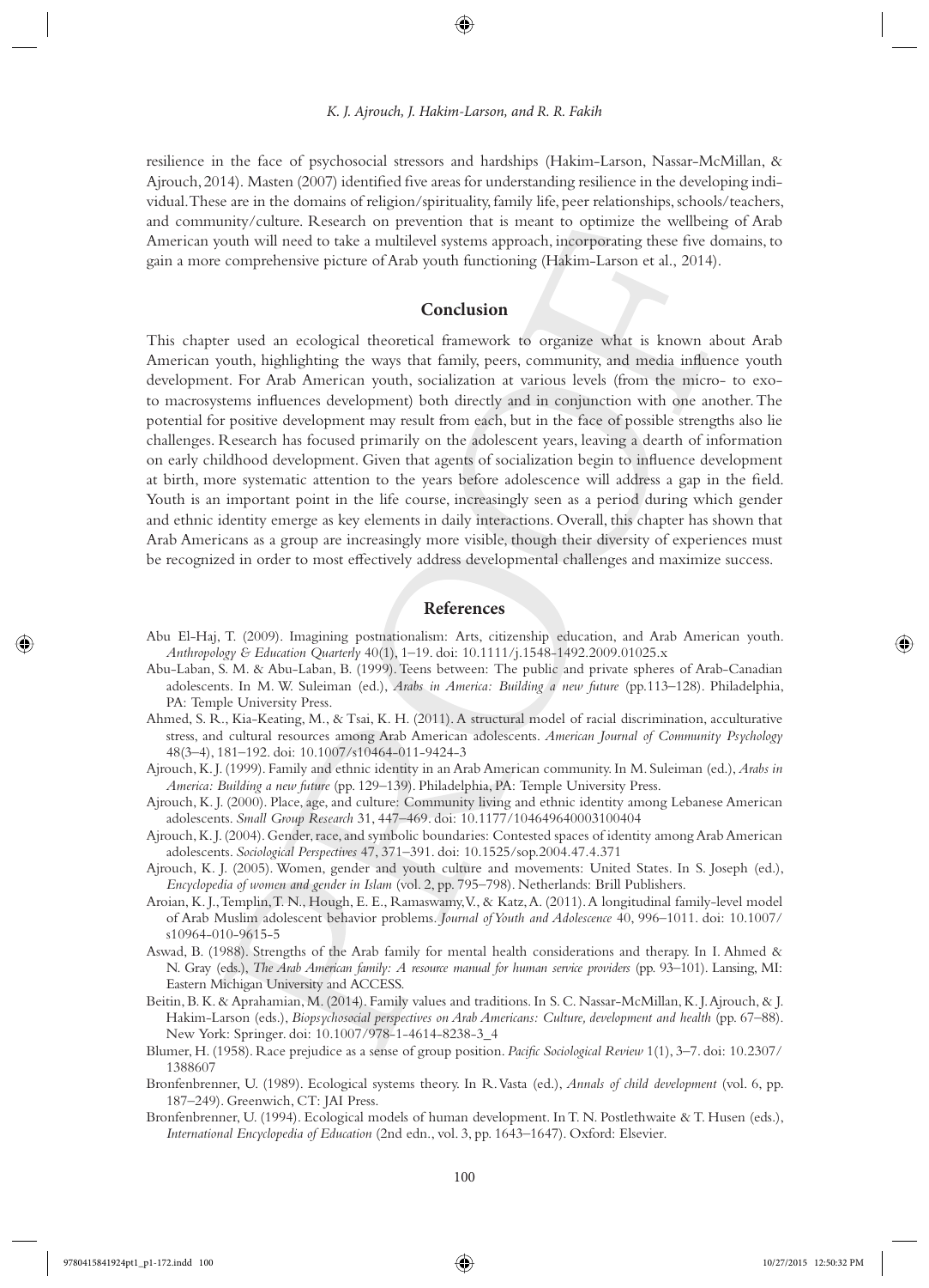resilience in the face of psychosocial stressors and hardships (Hakim-Larson, Nassar-McMillan, & Ajrouch, 2014). Masten (2007) identified five areas for understanding resilience in the developing individual. These are in the domains of religion/spirituality, family life, peer relationships, schools/teachers, and community/culture. Research on prevention that is meant to optimize the wellbeing of Arab American youth will need to take a multilevel systems approach, incorporating these five domains, to gain a more comprehensive picture of Arab youth functioning (Hakim-Larson et al., 2014).

## Conclusion

This chapter used an ecological theoretical framework to organize what is known about Arab American youth, highlighting the ways that family, peers, community, and media influence youth development. For Arab American youth, socialization at various levels (from the micro- to exo- to macrosystems influences development) both directly and in conjunction with one another. The potential for positive development may result from each, but in the face of possible strengths also lie challenges. Research has focused primarily on the adolescent years, leaving a dearth of information on early childhood development. Given that agents of socialization begin to influence development at birth, more systematic attention to the years before adolescence will address a gap in the field. Youth is an important point in the life course, increasingly seen as a period during which gender and ethnic identity emerge as key elements in daily interactions. Overall, this chapter has shown that Arab Americans as a group are increasingly more visible, though their diversity of experiences must be recognized in order to most effectively address developmental challenges and maximize success.

## References

Abu El-Haj, T. (2009). Imagining postnationalism: Arts, citizenship education, and Arab American youth. *Anthropology & Education Quarterly* 40(1), 1–19. doi: 10.1111/j.1548-1492.2009.01025.x

Abu-Laban, S. M. & Abu-Laban, B. (1999). Teens between: The public and private spheres of Arab-Canadian adolescents. In M. W. Suleiman (ed.), *Arabs in America: Building a new future* (pp.113–128). Philadelphia, PA: Temple University Press.

Ahmed, S. R., Kia-Keating, M., & Tsai, K. H. (2011). A structural model of racial discrimination, acculturative stress, and cultural resources among Arab American adolescents. *American Journal of Community Psychology* 48(3–4), 181–192. doi: 10.1007/s10464-011-9424-3

Ajrouch, K. J. (1999). Family and ethnic identity in an Arab American community. In M. Suleiman (ed.), *Arabs in America: Building a new future* (pp. 129–139). Philadelphia, PA: Temple University Press.

Ajrouch, K. J. (2000). Place, age, and culture: Community living and ethnic identity among Lebanese American adolescents. *Small Group Research* 31, 447–469. doi: 10.1177/104649640003100404

Ajrouch, K. J. (2004). Gender, race, and symbolic boundaries: Contested spaces of identity among Arab American adolescents. *Sociological Perspectives* 47, 371–391. doi: 10.1525/sop.2004.47.4.371

Ajrouch, K. J. (2005). Women, gender and youth culture and movements: United States. In S. Joseph (ed.), *Encyclopedia of women and gender in Islam* (vol. 2, pp. 795–798). Netherlands: Brill Publishers.

Aroian, K. J., Templin, T. N., Hough, E. E., Ramaswamy, V., & Katz, A. (2011). A longitudinal family-level model of Arab Muslim adolescent behavior problems. *Journal of Youth and Adolescence* 40, 996–1011. doi: 10.1007/s10964-010-9615-5

Aswad, B. (1988). Strengths of the Arab family for mental health considerations and therapy. In I. Ahmed & N. Gray (eds.), *The Arab American family: A resource manual for human service providers* (pp. 93–101). Lansing, MI: Eastern Michigan University and ACCESS.

Beitin, B. K. & Aprahamian, M. (2014). Family values and traditions. In S. C. Nassar-McMillan, K. J. Ajrouch, & J. Hakim-Larson (eds.), *Biopsychosocial perspectives on Arab Americans: Culture, development and health* (pp. 67–88). New York: Springer. doi: 10.1007/978-1-4614-8238-3_4

Blumer, H. (1958). Race prejudice as a sense of group position. *Pacific Sociological Review* 1(1), 3–7. doi: 10.2307/1388607

Bronfenbrenner, U. (1989). Ecological systems theory. In R. Vasta (ed.), *Annals of child development* (vol. 6, pp. 187–249). Greenwich, CT: JAI Press.

Bronfenbrenner, U. (1994). Ecological models of human development. In T. N. Postlethwaite & T. Husen (eds.), *International Encyclopedia of Education* (2nd edn., vol. 3, pp. 1643–1647). Oxford: Elsevier.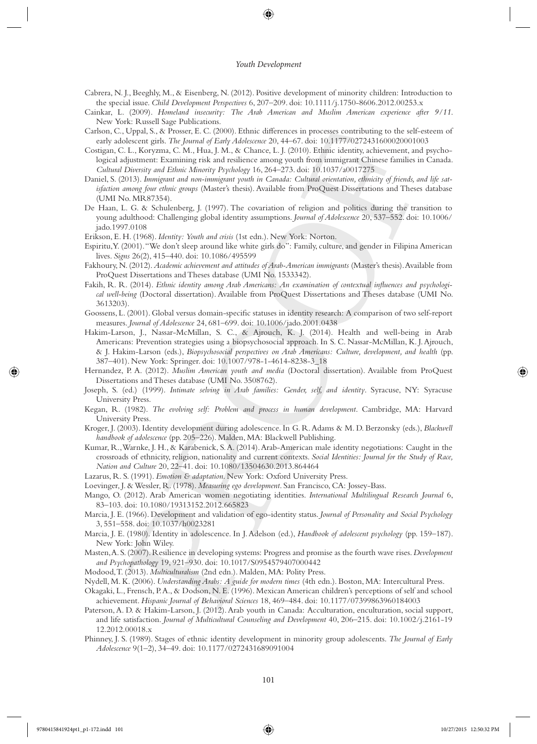Cabrera, N. J., Beeghly, M., & Eisenberg, N. (2012). Positive development of minority children: Introduction to the special issue. *Child Development Perspectives* 6, 207–209. doi: 10.1111/j.1750-8606.2012.00253.x

Cainkar, L. (2009). *Homeland insecurity: The Arab American and Muslim American experience after 9/11*. New York: Russell Sage Publications.

Carlson, C., Uppal, S., & Prosser, E. C. (2000). Ethnic differences in processes contributing to the self-esteem of early adolescent girls. *The Journal of Early Adolescence* 20, 44–67. doi: 10.1177/0272431600020001003

Costigan, C. L., Koryzma, C. M., Hua, J. M., & Chance, L. J. (2010). Ethnic identity, achievement, and psychological adjustment: Examining risk and resilience among youth from immigrant Chinese families in Canada. *Cultural Diversity and Ethnic Minority Psychology* 16, 264–273. doi: 10.1037/a0017275

Daniel, S. (2013). *Immigrant and non-immigrant youth in Canada: Cultural orientation, ethnicity of friends, and life satisfaction among four ethnic groups* (Master's thesis). Available from ProQuest Dissertations and Theses database (UMI No. MR87354).

De Haan, L. G. & Schulenberg, J. (1997). The covariation of religion and politics during the transition to young adulthood: Challenging global identity assumptions. *Journal of Adolescence* 20, 537–552. doi: 10.1006/jado.1997.0108

Erikson, E. H. (1968). *Identity: Youth and crisis* (1st edn.). New York: Norton.

Espiritu, Y. (2001). "We don't sleep around like white girls do": Family, culture, and gender in Filipina American lives. *Signs* 26(2), 415–440. doi: 10.1086/495599

Fakhoury, N. (2012). *Academic achievement and attitudes of Arab-American immigrants* (Master's thesis). Available from ProQuest Dissertations and Theses database (UMI No. 1533342).

Fakih, R. R. (2014). *Ethnic identity among Arab Americans: An examination of contextual influences and psychological well-being* (Doctoral dissertation). Available from ProQuest Dissertations and Theses database (UMI No. 3613203).

Goossens, L. (2001). Global versus domain-specific statuses in identity research: A comparison of two self-report measures. *Journal of Adolescence* 24, 681–699. doi: 10.1006/jado.2001.0438

Hakim-Larson, J., Nassar-McMillan, S. C., & Ajrouch, K. J. (2014). Health and well-being in Arab Americans: Prevention strategies using a biopsychosocial approach. In S. C. Nassar-McMillan, K. J. Ajrouch, & J. Hakim-Larson (eds.), *Biopsychosocial perspectives on Arab Americans: Culture, development, and health* (pp. 387–401). New York: Springer. doi: 10.1007/978-1-4614-8238-3_18

Hernandez, P. A. (2012). *Muslim American youth and media* (Doctoral dissertation). Available from ProQuest Dissertations and Theses database (UMI No. 3508762).

Joseph, S. (ed.) (1999). *Intimate selving in Arab families: Gender, self, and identity*. Syracuse, NY: Syracuse University Press.

Kegan, R. (1982). *The evolving self: Problem and process in human development*. Cambridge, MA: Harvard University Press.

Kroger, J. (2003). Identity development during adolescence. In G. R. Adams & M. D. Berzonsky (eds.), *Blackwell handbook of adolescence* (pp. 205–226). Malden, MA: Blackwell Publishing.

Kumar, R., Warnke, J. H., & Karabenick, S. A. (2014). Arab-American male identity negotiations: Caught in the crossroads of ethnicity, religion, nationality and current contexts. *Social Identities: Journal for the Study of Race, Nation and Culture* 20, 22–41. doi: 10.1080/13504630.2013.864464

Lazarus, R. S. (1991). *Emotion & adaptation*. New York: Oxford University Press.

Loevinger, J. & Wessler, R. (1978). *Measuring ego development*. San Francisco, CA: Jossey-Bass.

Mango, O. (2012). Arab American women negotiating identities. *International Multilingual Research Journal* 6, 83–103. doi: 10.1080/19313152.2012.665823

Marcia, J. E. (1966). Development and validation of ego-identity status. *Journal of Personality and Social Psychology* 3, 551–558. doi: 10.1037/h0023281

Marcia, J. E. (1980). Identity in adolescence. In J. Adelson (ed.), *Handbook of adolescent psychology* (pp. 159–187). New York: John Wiley.

Masten, A. S. (2007). Resilience in developing systems: Progress and promise as the fourth wave rises. *Development and Psychopathology* 19, 921–930. doi: 10.1017/S0954579407000442

Modood, T. (2013). *Multiculturalism* (2nd edn.). Malden, MA: Polity Press.

Nydell, M. K. (2006). *Understanding Arabs: A guide for modern times* (4th edn.). Boston, MA: Intercultural Press.

Okagaki, L., Frensch, P. A., & Dodson, N. E. (1996). Mexican American children's perceptions of self and school achievement. *Hispanic Journal of Behavioral Sciences* 18, 469–484. doi: 10.1177/07399863960184003

Paterson, A. D. & Hakim-Larson, J. (2012). Arab youth in Canada: Acculturation, enculturation, social support, and life satisfaction. *Journal of Multicultural Counseling and Development* 40, 206–215. doi: 10.1002/j.2161-1912.2012.00018.x

Phinney, J. S. (1989). Stages of ethnic identity development in minority group adolescents. *The Journal of Early Adolescence* 9(1–2), 34–49. doi: 10.1177/0272431689091004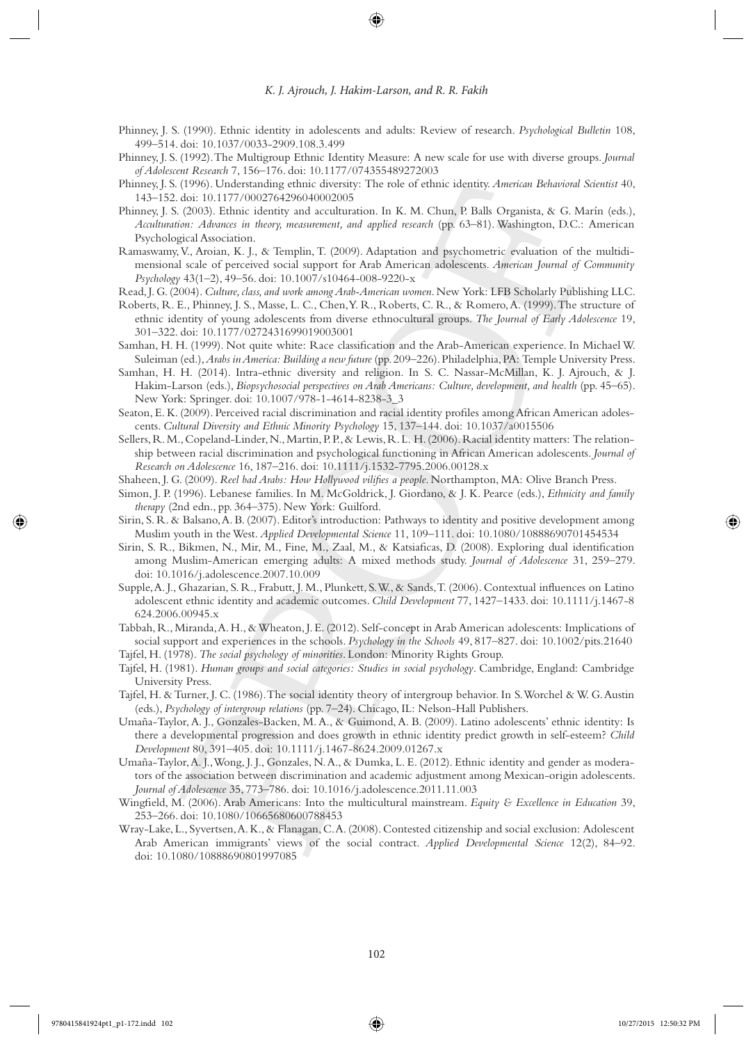Phinney, J. S. (1990). Ethnic identity in adolescents and adults: Review of research. *Psychological Bulletin* 108, 499–514. doi: 10.1037/0033-2909.108.3.499

Phinney, J. S. (1992). The Multigroup Ethnic Identity Measure: A new scale for use with diverse groups. *Journal of Adolescent Research* 7, 156–176. doi: 10.1177/074355489272003

Phinney, J. S. (1996). Understanding ethnic diversity: The role of ethnic identity. *American Behavioral Scientist* 40, 143–152. doi: 10.1177/0002764296040002005

Phinney, J. S. (2003). Ethnic identity and acculturation. In K. M. Chun, P. Balls Organista, & G. Marín (eds.), *Acculturation: Advances in theory, measurement, and applied research* (pp. 63–81). Washington, D.C.: American Psychological Association.

Ramaswamy, V., Aroian, K. J., & Templin, T. (2009). Adaptation and psychometric evaluation of the multidimensional scale of perceived social support for Arab American adolescents. *American Journal of Community Psychology* 43(1–2), 49–56. doi: 10.1007/s10464-008-9220-x

Read, J. G. (2004). *Culture, class, and work among Arab-American women*. New York: LFB Scholarly Publishing LLC.

Roberts, R. E., Phinney, J. S., Masse, L. C., Chen, Y. R., Roberts, C. R., & Romero, A. (1999). The structure of ethnic identity of young adolescents from diverse ethnocultural groups. *The Journal of Early Adolescence* 19, 301–322. doi: 10.1177/0272431699019003001

Samhan, H. H. (1999). Not quite white: Race classification and the Arab-American experience. In Michael W. Suleiman (ed.), *Arabs in America: Building a new future* (pp. 209–226). Philadelphia, PA: Temple University Press.

Samhan, H. H. (2014). Intra-ethnic diversity and religion. In S. C. Nassar-McMillan, K. J. Ajrouch, & J. Hakim-Larson (eds.), *Biopsychosocial perspectives on Arab Americans: Culture, development, and health* (pp. 45–65). New York: Springer. doi: 10.1007/978-1-4614-8238-3_3

Seaton, E. K. (2009). Perceived racial discrimination and racial identity profiles among African American adolescents. *Cultural Diversity and Ethnic Minority Psychology* 15, 137–144. doi: 10.1037/a0015506

Sellers, R. M., Copeland-Linder, N., Martin, P. P., & Lewis, R. L. H. (2006). Racial identity matters: The relationship between racial discrimination and psychological functioning in African American adolescents. *Journal of Research on Adolescence* 16, 187–216. doi: 10.1111/j.1532-7795.2006.00128.x

Shaheen, J. G. (2009). *Reel bad Arabs: How Hollywood vilifies a people*. Northampton, MA: Olive Branch Press.

Simon, J. P. (1996). Lebanese families. In M. McGoldrick, J. Giordano, & J. K. Pearce (eds.), *Ethnicity and family therapy* (2nd edn., pp. 364–375). New York: Guilford.

Sirin, S. R. & Balsano, A. B. (2007). Editor's introduction: Pathways to identity and positive development among Muslim youth in the West. *Applied Developmental Science* 11, 109–111. doi: 10.1080/10888690701454534

Sirin, S. R., Bikmen, N., Mir, M., Fine, M., Zaal, M., & Katsiaficas, D. (2008). Exploring dual identification among Muslim-American emerging adults: A mixed methods study. *Journal of Adolescence* 31, 259–279. doi: 10.1016/j.adolescence.2007.10.009

Supple, A. J., Ghazarian, S. R., Frabutt, J. M., Plunkett, S. W., & Sands, T. (2006). Contextual influences on Latino adolescent ethnic identity and academic outcomes. *Child Development* 77, 1427–1433. doi: 10.1111/j.1467-8624.2006.00945.x

Tabbah, R., Miranda, A. H., & Wheaton, J. E. (2012). Self-concept in Arab American adolescents: Implications of social support and experiences in the schools. *Psychology in the Schools* 49, 817–827. doi: 10.1002/pits.21640

Tajfel, H. (1978). *The social psychology of minorities*. London: Minority Rights Group.

Tajfel, H. (1981). *Human groups and social categories: Studies in social psychology*. Cambridge, England: Cambridge University Press.

Tajfel, H. & Turner, J. C. (1986). The social identity theory of intergroup behavior. In S. Worchel & W. G. Austin (eds.), *Psychology of intergroup relations* (pp. 7–24). Chicago, IL: Nelson-Hall Publishers.

Umaña-Taylor, A. J., Gonzales-Backen, M. A., & Guimond, A. B. (2009). Latino adolescents' ethnic identity: Is there a developmental progression and does growth in ethnic identity predict growth in self-esteem? *Child Development* 80, 391–405. doi: 10.1111/j.1467-8624.2009.01267.x

Umaña-Taylor, A. J., Wong, J. J., Gonzales, N. A., & Dumka, L. E. (2012). Ethnic identity and gender as moderators of the association between discrimination and academic adjustment among Mexican-origin adolescents. *Journal of Adolescence* 35, 773–786. doi: 10.1016/j.adolescence.2011.11.003

Wingfield, M. (2006). Arab Americans: Into the multicultural mainstream. *Equity & Excellence in Education* 39, 253–266. doi: 10.1080/10665680600788453

Wray-Lake, L., Syvertsen, A. K., & Flanagan, C. A. (2008). Contested citizenship and social exclusion: Adolescent Arab American immigrants' views of the social contract. *Applied Developmental Science* 12(2), 84–92. doi: 10.1080/10888690801997085